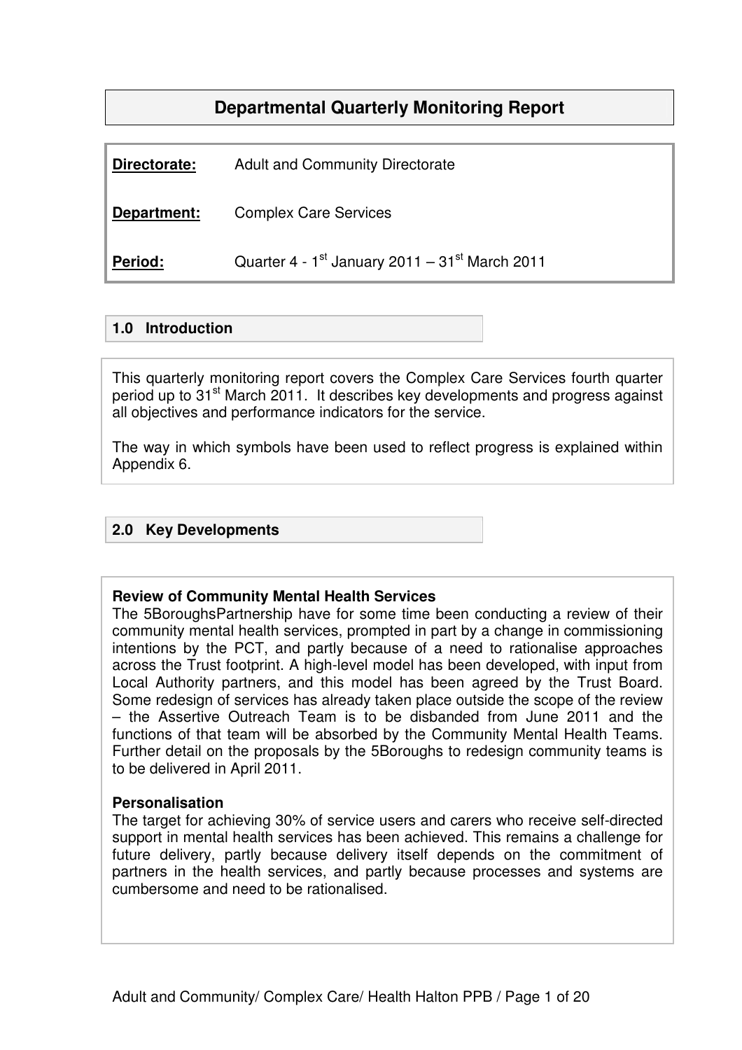# Departmental Quarterly Monitoring Report

**Directorate:** Adult and Community Directorate

**Department:** Complex Care Services

**Period:** Quarter 4 - 1st January 2011 – 31st March 2011

## 1.0 Introduction

This quarterly monitoring report covers the Complex Care Services fourth quarter period up to 31st March 2011. It describes key developments and progress against all objectives and performance indicators for the service.

The way in which symbols have been used to reflect progress is explained within Appendix 6.

## 2.0 Key Developments

**Review of Community Mental Health Services**
The 5BoroughsPartnership have for some time been conducting a review of their community mental health services, prompted in part by a change in commissioning intentions by the PCT, and partly because of a need to rationalise approaches across the Trust footprint. A high-level model has been developed, with input from Local Authority partners, and this model has been agreed by the Trust Board. Some redesign of services has already taken place outside the scope of the review – the Assertive Outreach Team is to be disbanded from June 2011 and the functions of that team will be absorbed by the Community Mental Health Teams. Further detail on the proposals by the 5Boroughs to redesign community teams is to be delivered in April 2011.

**Personalisation**
The target for achieving 30% of service users and carers who receive self-directed support in mental health services has been achieved. This remains a challenge for future delivery, partly because delivery itself depends on the commitment of partners in the health services, and partly because processes and systems are cumbersome and need to be rationalised.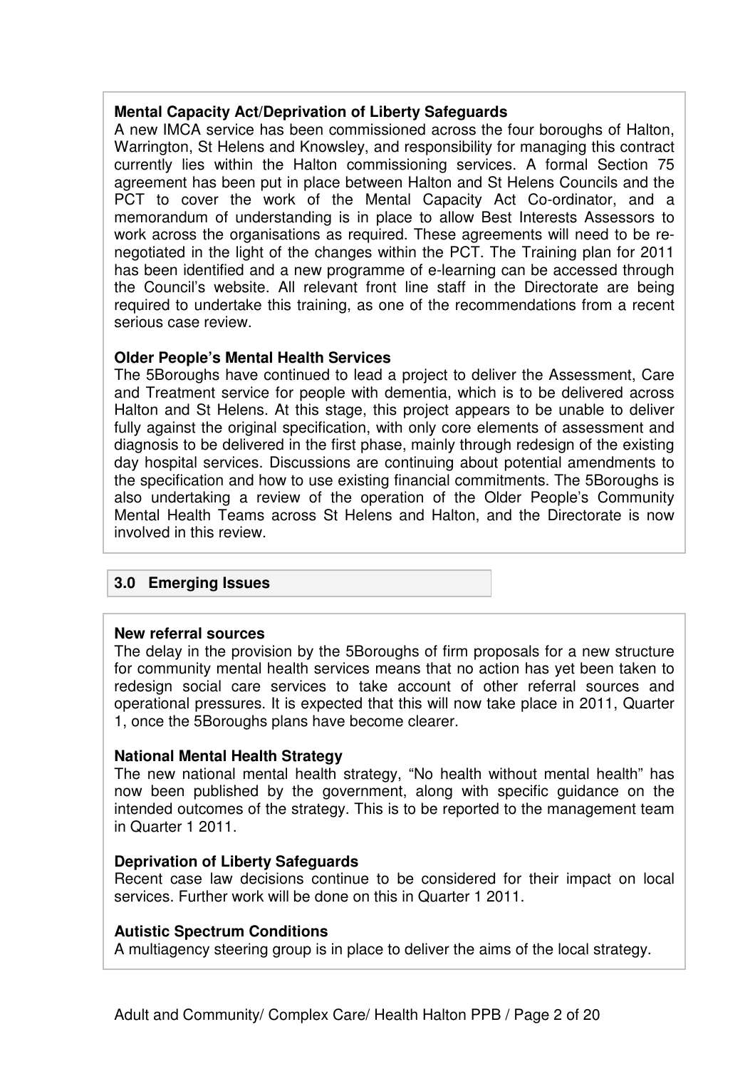**Mental Capacity Act/Deprivation of Liberty Safeguards**

A new IMCA service has been commissioned across the four boroughs of Halton, Warrington, St Helens and Knowsley, and responsibility for managing this contract currently lies within the Halton commissioning services. A formal Section 75 agreement has been put in place between Halton and St Helens Councils and the PCT to cover the work of the Mental Capacity Act Co-ordinator, and a memorandum of understanding is in place to allow Best Interests Assessors to work across the organisations as required. These agreements will need to be re-negotiated in the light of the changes within the PCT. The Training plan for 2011 has been identified and a new programme of e-learning can be accessed through the Council's website. All relevant front line staff in the Directorate are being required to undertake this training, as one of the recommendations from a recent serious case review.

**Older People's Mental Health Services**

The 5Boroughs have continued to lead a project to deliver the Assessment, Care and Treatment service for people with dementia, which is to be delivered across Halton and St Helens. At this stage, this project appears to be unable to deliver fully against the original specification, with only core elements of assessment and diagnosis to be delivered in the first phase, mainly through redesign of the existing day hospital services. Discussions are continuing about potential amendments to the specification and how to use existing financial commitments. The 5Boroughs is also undertaking a review of the operation of the Older People's Community Mental Health Teams across St Helens and Halton, and the Directorate is now involved in this review.

## 3.0 Emerging Issues

**New referral sources**

The delay in the provision by the 5Boroughs of firm proposals for a new structure for community mental health services means that no action has yet been taken to redesign social care services to take account of other referral sources and operational pressures. It is expected that this will now take place in 2011, Quarter 1, once the 5Boroughs plans have become clearer.

**National Mental Health Strategy**

The new national mental health strategy, "No health without mental health" has now been published by the government, along with specific guidance on the intended outcomes of the strategy. This is to be reported to the management team in Quarter 1 2011.

**Deprivation of Liberty Safeguards**

Recent case law decisions continue to be considered for their impact on local services. Further work will be done on this in Quarter 1 2011.

**Autistic Spectrum Conditions**

A multiagency steering group is in place to deliver the aims of the local strategy.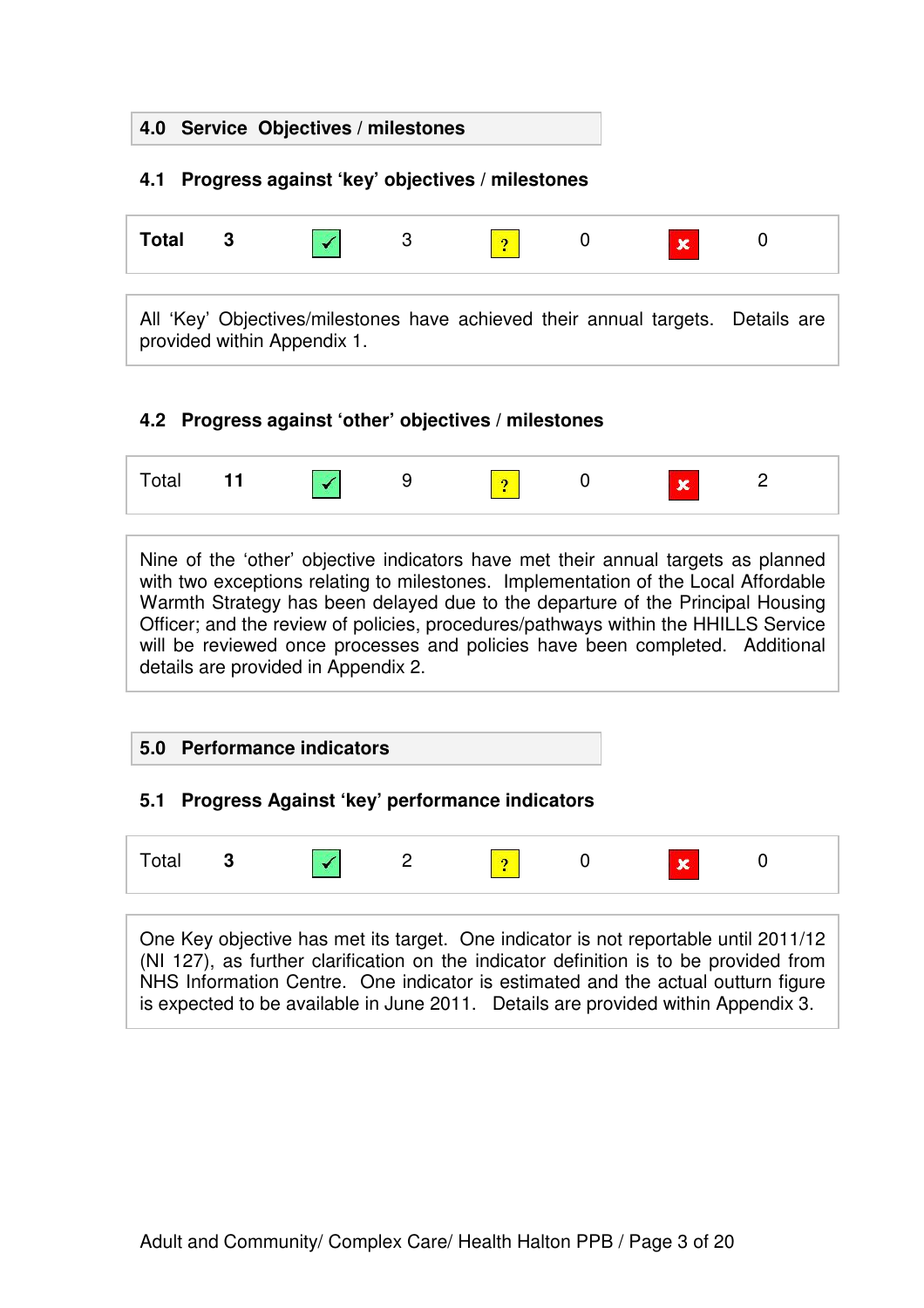## 4.0 Service Objectives / milestones

### 4.1 Progress against 'key' objectives / milestones

| Total | 3 | ✓ | 3 | ? | 0 | ✗ | 0 |
|---|---|---|---|---|---|---|---|

All 'Key' Objectives/milestones have achieved their annual targets. Details are provided within Appendix 1.

### 4.2 Progress against 'other' objectives / milestones

| Total | 11 | ✓ | 9 | ? | 0 | ✗ | 2 |
|---|---|---|---|---|---|---|---|

Nine of the 'other' objective indicators have met their annual targets as planned with two exceptions relating to milestones. Implementation of the Local Affordable Warmth Strategy has been delayed due to the departure of the Principal Housing Officer; and the review of policies, procedures/pathways within the HHILLS Service will be reviewed once processes and policies have been completed. Additional details are provided in Appendix 2.

## 5.0 Performance indicators

### 5.1 Progress Against 'key' performance indicators

| Total | 3 | ✓ | 2 | ? | 0 | ✗ | 0 |
|---|---|---|---|---|---|---|---|

One Key objective has met its target. One indicator is not reportable until 2011/12 (NI 127), as further clarification on the indicator definition is to be provided from NHS Information Centre. One indicator is estimated and the actual outturn figure is expected to be available in June 2011. Details are provided within Appendix 3.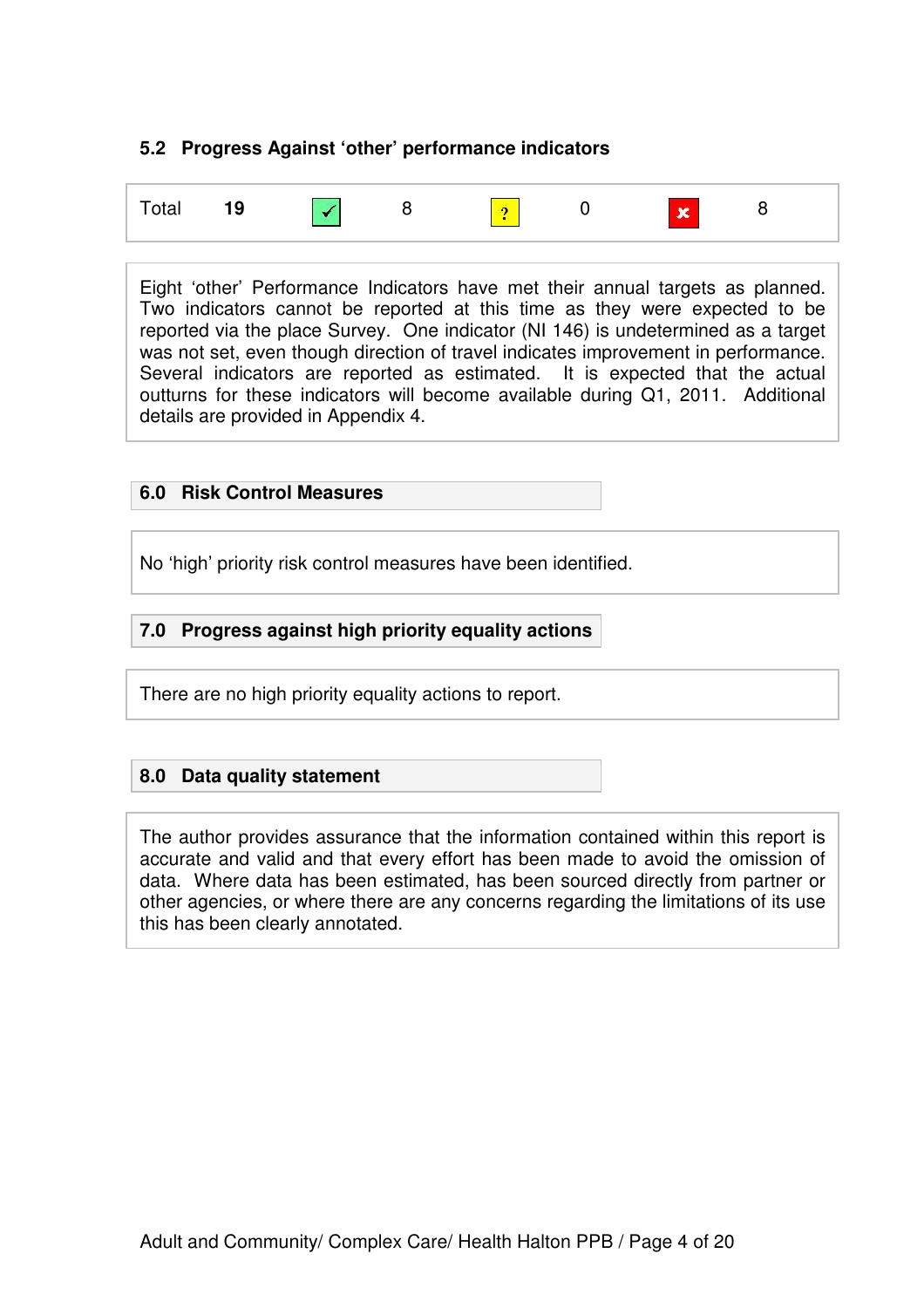### 5.2 Progress Against 'other' performance indicators

| Total | 19 | ✓ | 8 | ? | 0 | ✗ | 8 |
|---|---|---|---|---|---|---|---|

Eight 'other' Performance Indicators have met their annual targets as planned. Two indicators cannot be reported at this time as they were expected to be reported via the place Survey. One indicator (NI 146) is undetermined as a target was not set, even though direction of travel indicates improvement in performance. Several indicators are reported as estimated. It is expected that the actual outturns for these indicators will become available during Q1, 2011. Additional details are provided in Appendix 4.

## 6.0 Risk Control Measures

No 'high' priority risk control measures have been identified.

## 7.0 Progress against high priority equality actions

There are no high priority equality actions to report.

## 8.0 Data quality statement

The author provides assurance that the information contained within this report is accurate and valid and that every effort has been made to avoid the omission of data. Where data has been estimated, has been sourced directly from partner or other agencies, or where there are any concerns regarding the limitations of its use this has been clearly annotated.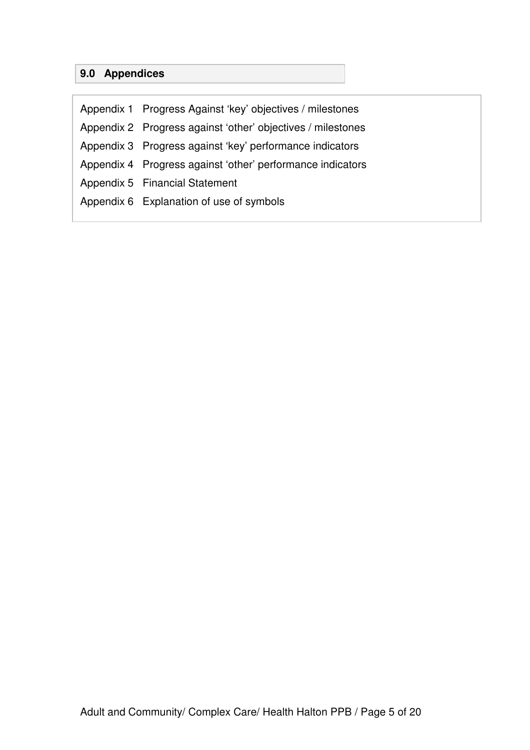## 9.0 Appendices

Appendix 1 Progress Against 'key' objectives / milestones

Appendix 2 Progress against 'other' objectives / milestones

Appendix 3 Progress against 'key' performance indicators

Appendix 4 Progress against 'other' performance indicators

Appendix 5 Financial Statement

Appendix 6 Explanation of use of symbols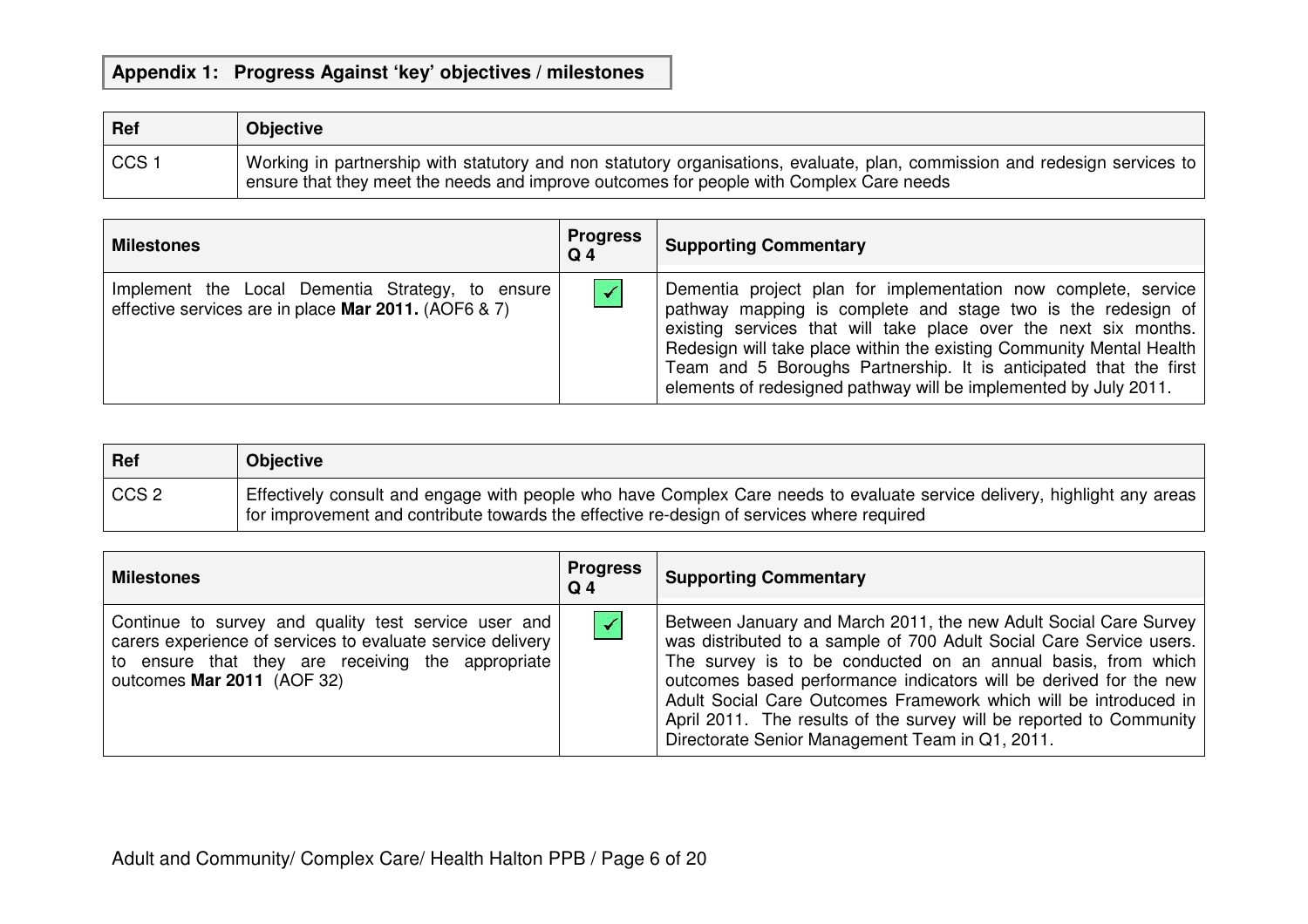## Appendix 1: Progress Against 'key' objectives / milestones

| Ref | Objective |
|---|---|
| CCS 1 | Working in partnership with statutory and non statutory organisations, evaluate, plan, commission and redesign services to ensure that they meet the needs and improve outcomes for people with Complex Care needs |

| Milestones | Progress Q 4 | Supporting Commentary |
|---|---|---|
| Implement the Local Dementia Strategy, to ensure effective services are in place **Mar 2011.** (AOF6 & 7) | ✓ | Dementia project plan for implementation now complete, service pathway mapping is complete and stage two is the redesign of existing services that will take place over the next six months. Redesign will take place within the existing Community Mental Health Team and 5 Boroughs Partnership. It is anticipated that the first elements of redesigned pathway will be implemented by July 2011. |

| Ref | Objective |
|---|---|
| CCS 2 | Effectively consult and engage with people who have Complex Care needs to evaluate service delivery, highlight any areas for improvement and contribute towards the effective re-design of services where required |

| Milestones | Progress Q 4 | Supporting Commentary |
|---|---|---|
| Continue to survey and quality test service user and carers experience of services to evaluate service delivery to ensure that they are receiving the appropriate outcomes **Mar 2011** (AOF 32) | ✓ | Between January and March 2011, the new Adult Social Care Survey was distributed to a sample of 700 Adult Social Care Service users. The survey is to be conducted on an annual basis, from which outcomes based performance indicators will be derived for the new Adult Social Care Outcomes Framework which will be introduced in April 2011. The results of the survey will be reported to Community Directorate Senior Management Team in Q1, 2011. |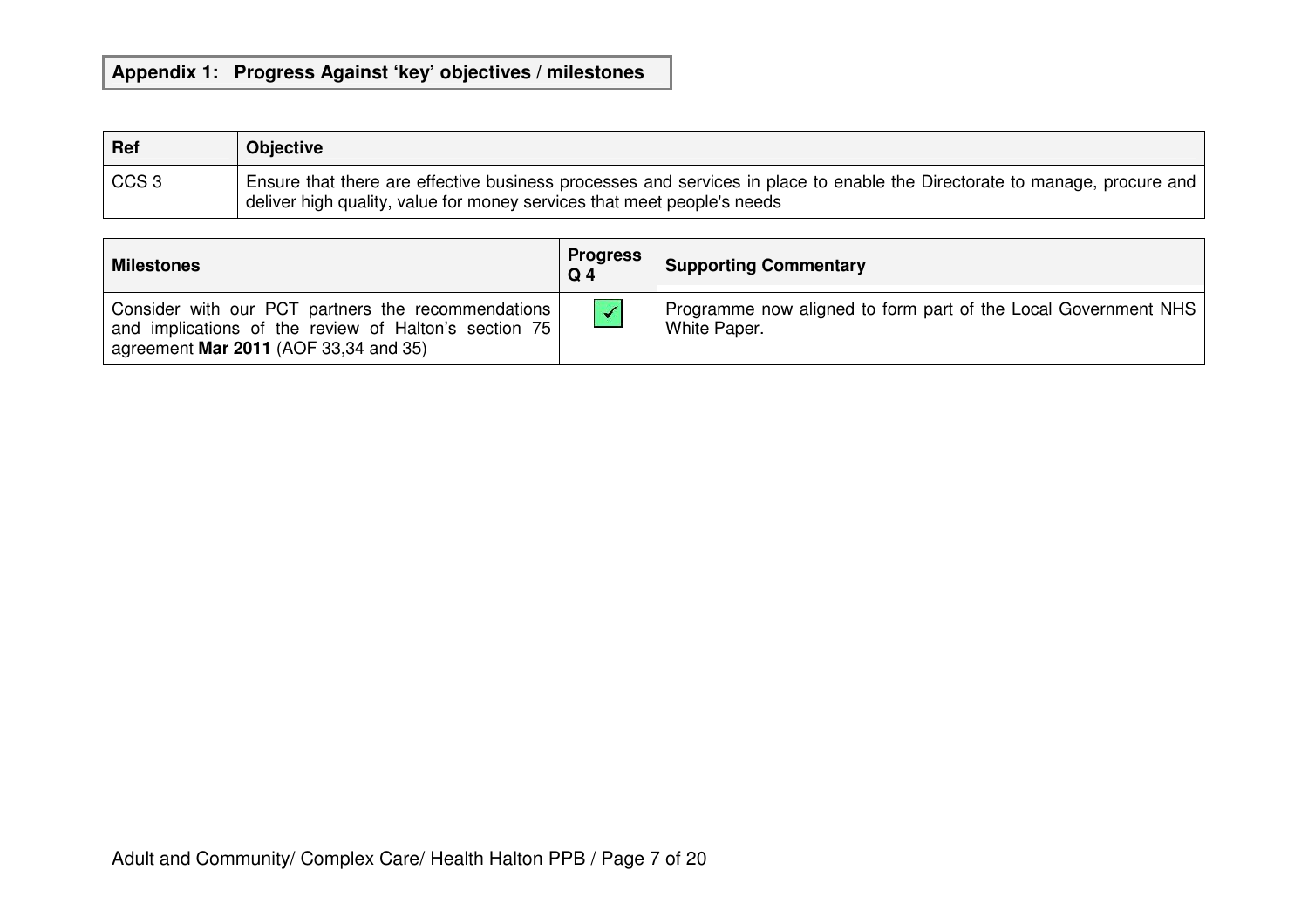## Appendix 1: Progress Against 'key' objectives / milestones

| Ref | Objective |
|---|---|
| CCS 3 | Ensure that there are effective business processes and services in place to enable the Directorate to manage, procure and deliver high quality, value for money services that meet people's needs |

| Milestones | Progress Q 4 | Supporting Commentary |
|---|---|---|
| Consider with our PCT partners the recommendations and implications of the review of Halton's section 75 agreement **Mar 2011** (AOF 33,34 and 35) | ✓ | Programme now aligned to form part of the Local Government NHS White Paper. |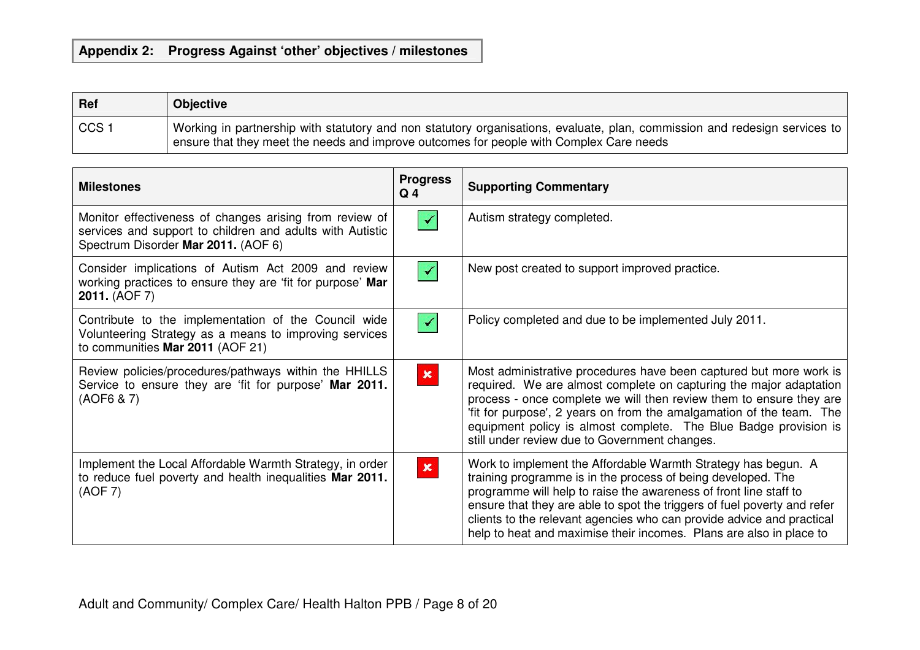## Appendix 2: Progress Against 'other' objectives / milestones

| Ref | Objective |
| --- | --- |
| CCS 1 | Working in partnership with statutory and non statutory organisations, evaluate, plan, commission and redesign services to ensure that they meet the needs and improve outcomes for people with Complex Care needs |

| Milestones | Progress Q 4 | Supporting Commentary |
| --- | --- | --- |
| Monitor effectiveness of changes arising from review of services and support to children and adults with Autistic Spectrum Disorder **Mar 2011.** (AOF 6) | ✓ | Autism strategy completed. |
| Consider implications of Autism Act 2009 and review working practices to ensure they are 'fit for purpose' **Mar 2011.** (AOF 7) | ✓ | New post created to support improved practice. |
| Contribute to the implementation of the Council wide Volunteering Strategy as a means to improving services to communities **Mar 2011** (AOF 21) | ✓ | Policy completed and due to be implemented July 2011. |
| Review policies/procedures/pathways within the HHILLS Service to ensure they are 'fit for purpose' **Mar 2011.** (AOF6 & 7) | ✗ | Most administrative procedures have been captured but more work is required. We are almost complete on capturing the major adaptation process - once complete we will then review them to ensure they are 'fit for purpose', 2 years on from the amalgamation of the team. The equipment policy is almost complete. The Blue Badge provision is still under review due to Government changes. |
| Implement the Local Affordable Warmth Strategy, in order to reduce fuel poverty and health inequalities **Mar 2011.** (AOF 7) | ✗ | Work to implement the Affordable Warmth Strategy has begun. A training programme is in the process of being developed. The programme will help to raise the awareness of front line staff to ensure that they are able to spot the triggers of fuel poverty and refer clients to the relevant agencies who can provide advice and practical help to heat and maximise their incomes. Plans are also in place to |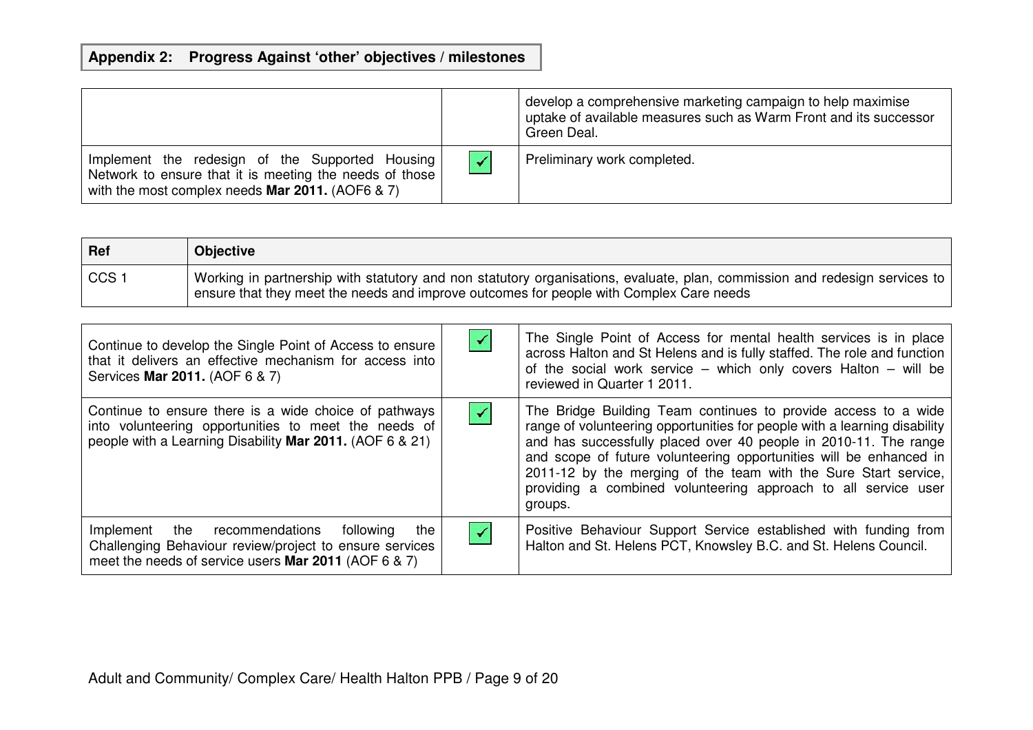## Appendix 2: Progress Against 'other' objectives / milestones

| | | |
|---|---|---|
| | | develop a comprehensive marketing campaign to help maximise uptake of available measures such as Warm Front and its successor Green Deal. |
| Implement the redesign of the Supported Housing Network to ensure that it is meeting the needs of those with the most complex needs **Mar 2011.** (AOF6 & 7) | ✓ | Preliminary work completed. |

| Ref | Objective |
|---|---|
| CCS 1 | Working in partnership with statutory and non statutory organisations, evaluate, plan, commission and redesign services to ensure that they meet the needs and improve outcomes for people with Complex Care needs |

| | | |
|---|---|---|
| Continue to develop the Single Point of Access to ensure that it delivers an effective mechanism for access into Services **Mar 2011.** (AOF 6 & 7) | ✓ | The Single Point of Access for mental health services is in place across Halton and St Helens and is fully staffed. The role and function of the social work service – which only covers Halton – will be reviewed in Quarter 1 2011. |
| Continue to ensure there is a wide choice of pathways into volunteering opportunities to meet the needs of people with a Learning Disability **Mar 2011.** (AOF 6 & 21) | ✓ | The Bridge Building Team continues to provide access to a wide range of volunteering opportunities for people with a learning disability and has successfully placed over 40 people in 2010-11. The range and scope of future volunteering opportunities will be enhanced in 2011-12 by the merging of the team with the Sure Start service, providing a combined volunteering approach to all service user groups. |
| Implement the recommendations following the Challenging Behaviour review/project to ensure services meet the needs of service users **Mar 2011** (AOF 6 & 7) | ✓ | Positive Behaviour Support Service established with funding from Halton and St. Helens PCT, Knowsley B.C. and St. Helens Council. |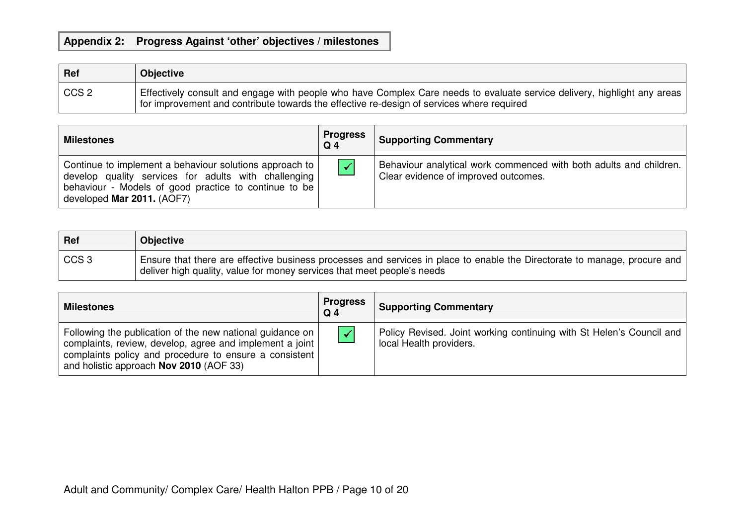## Appendix 2: Progress Against 'other' objectives / milestones

| Ref | Objective |
|---|---|
| CCS 2 | Effectively consult and engage with people who have Complex Care needs to evaluate service delivery, highlight any areas for improvement and contribute towards the effective re-design of services where required |

| Milestones | Progress Q 4 | Supporting Commentary |
|---|---|---|
| Continue to implement a behaviour solutions approach to develop quality services for adults with challenging behaviour - Models of good practice to continue to be developed **Mar 2011.** (AOF7) | ✓ | Behaviour analytical work commenced with both adults and children. Clear evidence of improved outcomes. |

| Ref | Objective |
|---|---|
| CCS 3 | Ensure that there are effective business processes and services in place to enable the Directorate to manage, procure and deliver high quality, value for money services that meet people's needs |

| Milestones | Progress Q 4 | Supporting Commentary |
|---|---|---|
| Following the publication of the new national guidance on complaints, review, develop, agree and implement a joint complaints policy and procedure to ensure a consistent and holistic approach **Nov 2010** (AOF 33) | ✓ | Policy Revised. Joint working continuing with St Helen's Council and local Health providers. |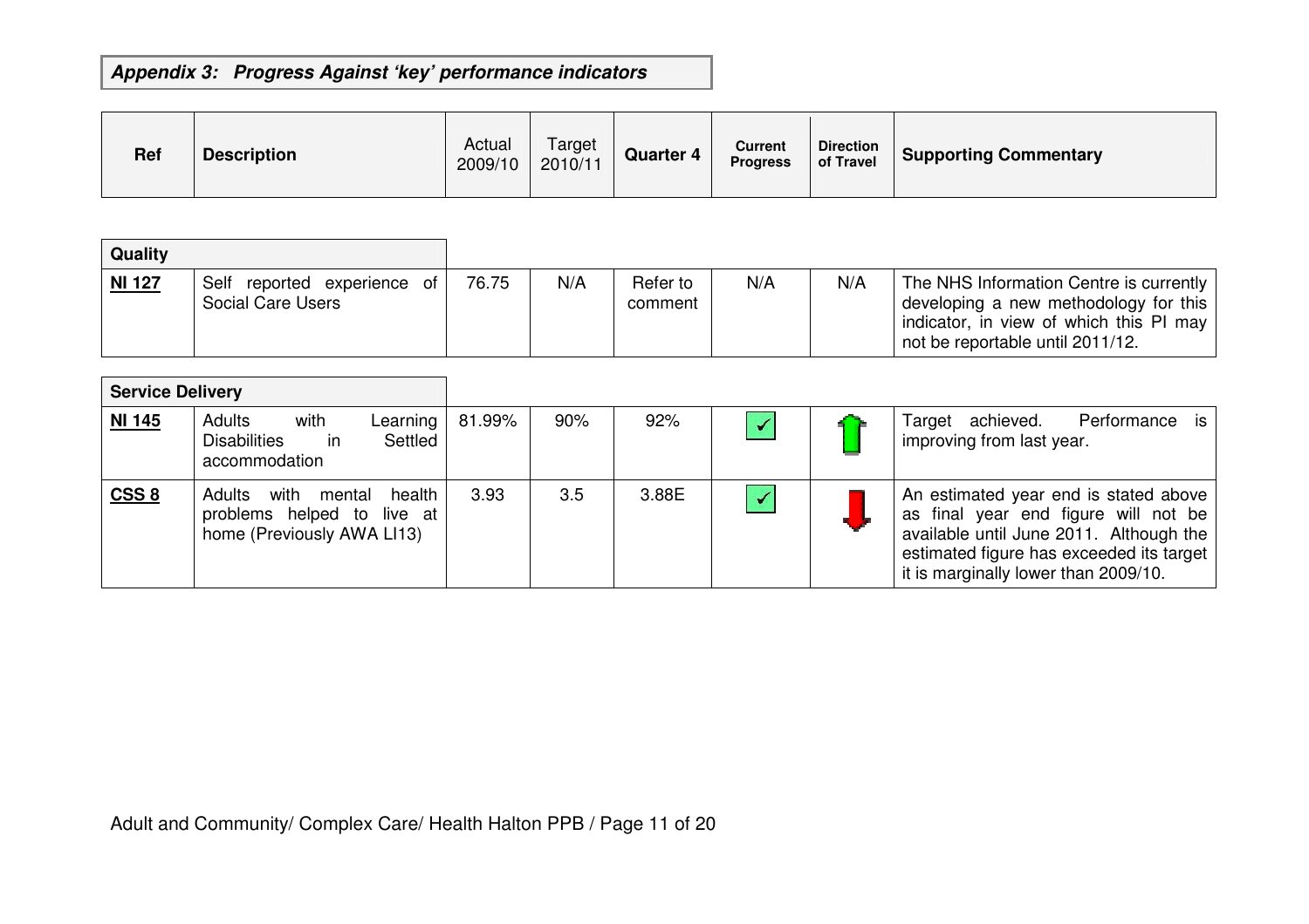***Appendix 3: Progress Against 'key' performance indicators***

| Ref | Description | Actual 2009/10 | Target 2010/11 | Quarter 4 | Current Progress | Direction of Travel | Supporting Commentary |
|---|---|---|---|---|---|---|---|
| **Quality** | | | | | | | |
| **NI 127** | Self reported experience of Social Care Users | 76.75 | N/A | Refer to comment | N/A | N/A | The NHS Information Centre is currently developing a new methodology for this indicator, in view of which this PI may not be reportable until 2011/12. |
| **Service Delivery** | | | | | | | |
| **NI 145** | Adults with Learning Disabilities in Settled accommodation | 81.99% | 90% | 92% | ✓ | ↑ | Target achieved. Performance is improving from last year. |
| **CSS 8** | Adults with mental health problems helped to live at home (Previously AWA LI13) | 3.93 | 3.5 | 3.88E | ✓ | ↓ | An estimated year end is stated above as final year end figure will not be available until June 2011. Although the estimated figure has exceeded its target it is marginally lower than 2009/10. |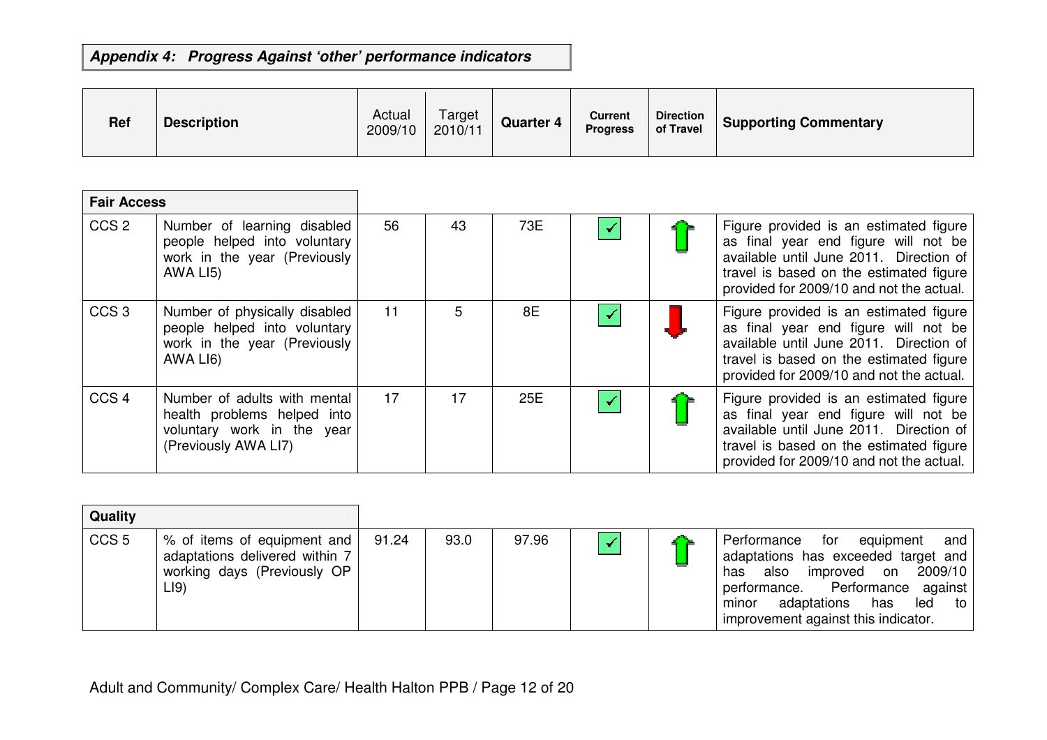## *Appendix 4: Progress Against 'other' performance indicators*

| Ref | Description | Actual 2009/10 | Target 2010/11 | Quarter 4 | Current Progress | Direction of Travel | Supporting Commentary |
|---|---|---|---|---|---|---|---|
| **Fair Access** | | | | | | | |
| CCS 2 | Number of learning disabled people helped into voluntary work in the year (Previously AWA LI5) | 56 | 43 | 73E | ✓ | ⬆ | Figure provided is an estimated figure as final year end figure will not be available until June 2011. Direction of travel is based on the estimated figure provided for 2009/10 and not the actual. |
| CCS 3 | Number of physically disabled people helped into voluntary work in the year (Previously AWA LI6) | 11 | 5 | 8E | ✓ | ⬇ | Figure provided is an estimated figure as final year end figure will not be available until June 2011. Direction of travel is based on the estimated figure provided for 2009/10 and not the actual. |
| CCS 4 | Number of adults with mental health problems helped into voluntary work in the year (Previously AWA LI7) | 17 | 17 | 25E | ✓ | ⬆ | Figure provided is an estimated figure as final year end figure will not be available until June 2011. Direction of travel is based on the estimated figure provided for 2009/10 and not the actual. |
| **Quality** | | | | | | | |
| CCS 5 | % of items of equipment and adaptations delivered within 7 working days (Previously OP LI9) | 91.24 | 93.0 | 97.96 | ✓ | ⬆ | Performance for equipment and adaptations has exceeded target and has also improved on 2009/10 performance. Performance against minor adaptations has led to improvement against this indicator. |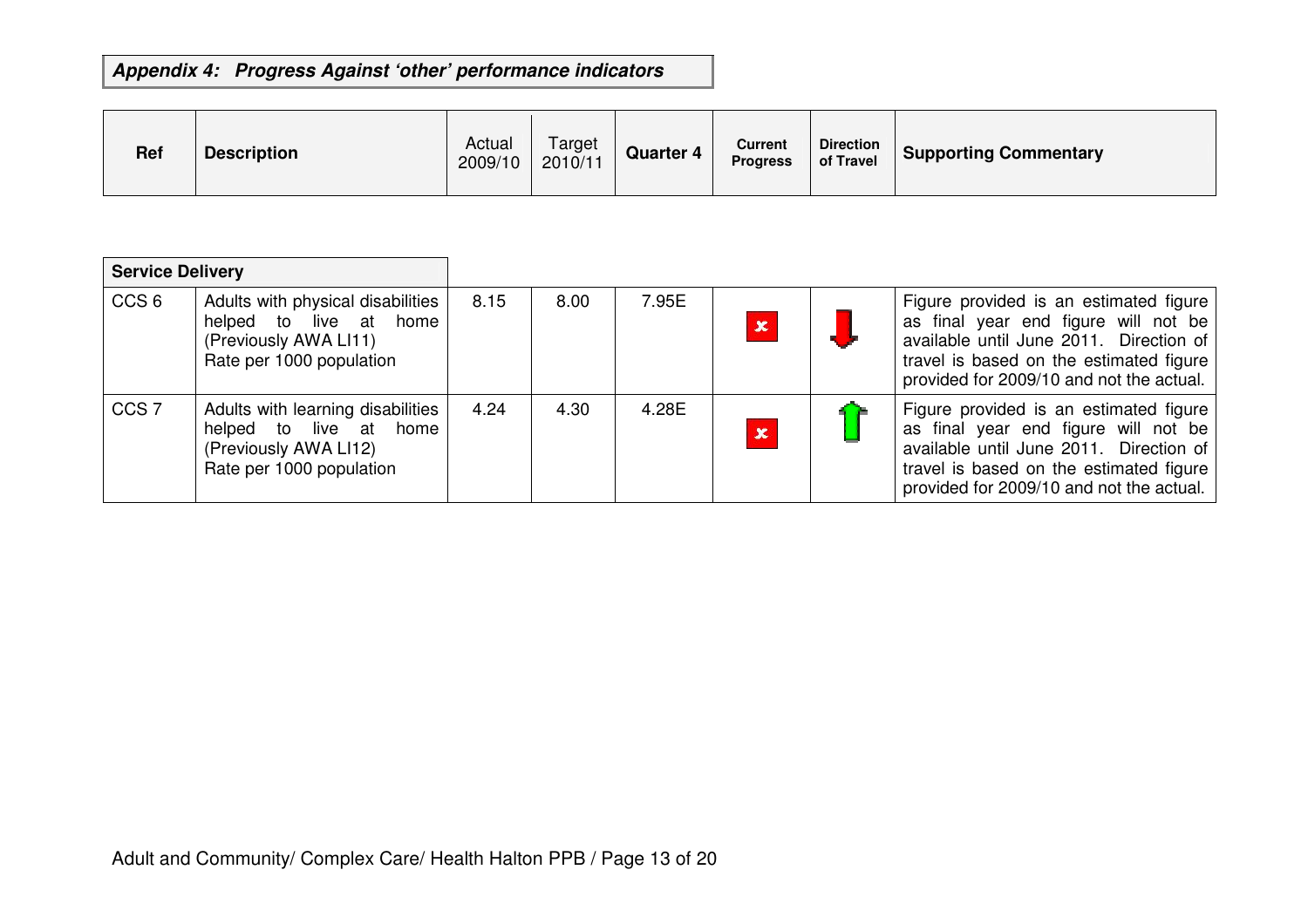## *Appendix 4: Progress Against 'other' performance indicators*

| Ref | Description | Actual 2009/10 | Target 2010/11 | Quarter 4 | Current Progress | Direction of Travel | Supporting Commentary |
|---|---|---|---|---|---|---|---|
| **Service Delivery** | | | | | | | |
| CCS 6 | Adults with physical disabilities helped to live at home (Previously AWA LI11) Rate per 1000 population | 8.15 | 8.00 | 7.95E | ✗ | ↓ | Figure provided is an estimated figure as final year end figure will not be available until June 2011. Direction of travel is based on the estimated figure provided for 2009/10 and not the actual. |
| CCS 7 | Adults with learning disabilities helped to live at home (Previously AWA LI12) Rate per 1000 population | 4.24 | 4.30 | 4.28E | ✗ | ↑ | Figure provided is an estimated figure as final year end figure will not be available until June 2011. Direction of travel is based on the estimated figure provided for 2009/10 and not the actual. |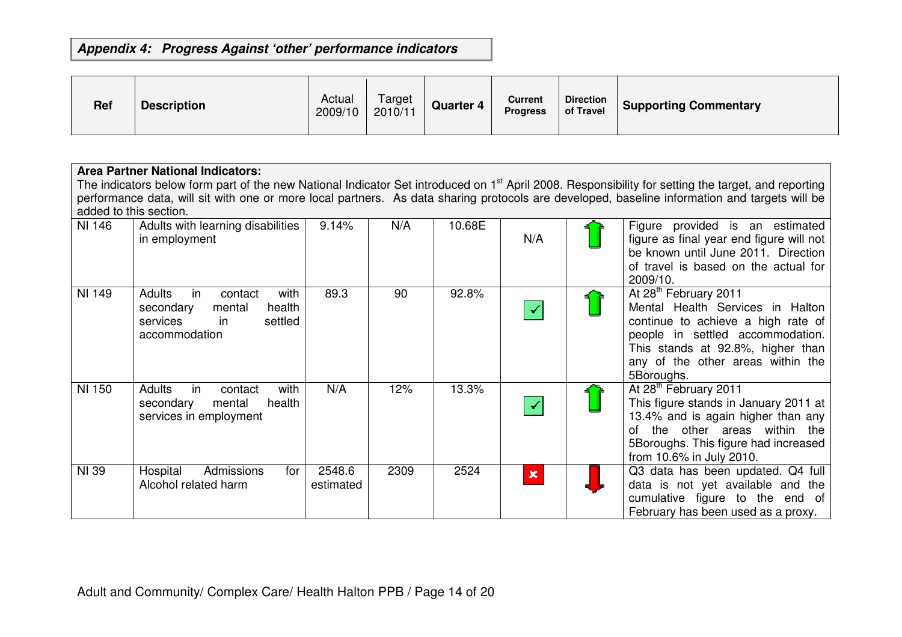**_Appendix 4: Progress Against 'other' performance indicators_**

| Ref | Description | Actual 2009/10 | Target 2010/11 | Quarter 4 | Current Progress | Direction of Travel | Supporting Commentary |
|---|---|---|---|---|---|---|---|
| **Area Partner National Indicators:** The indicators below form part of the new National Indicator Set introduced on 1st April 2008. Responsibility for setting the target, and reporting performance data, will sit with one or more local partners. As data sharing protocols are developed, baseline information and targets will be added to this section. | | | | | | | |
| NI 146 | Adults with learning disabilities in employment | 9.14% | N/A | 10.68E | N/A | ↑ | Figure provided is an estimated figure as final year end figure will not be known until June 2011. Direction of travel is based on the actual for 2009/10. |
| NI 149 | Adults in contact with secondary mental health services in settled accommodation | 89.3 | 90 | 92.8% | ✓ | ↑ | At 28th February 2011 Mental Health Services in Halton continue to achieve a high rate of people in settled accommodation. This stands at 92.8%, higher than any of the other areas within the 5Boroughs. |
| NI 150 | Adults in contact with secondary mental health services in employment | N/A | 12% | 13.3% | ✓ | ↑ | At 28th February 2011 This figure stands in January 2011 at 13.4% and is again higher than any of the other areas within the 5Boroughs. This figure had increased from 10.6% in July 2010. |
| NI 39 | Hospital Admissions for Alcohol related harm | 2548.6 estimated | 2309 | 2524 | ✗ | ↓ | Q3 data has been updated. Q4 full data is not yet available and the cumulative figure to the end of February has been used as a proxy. |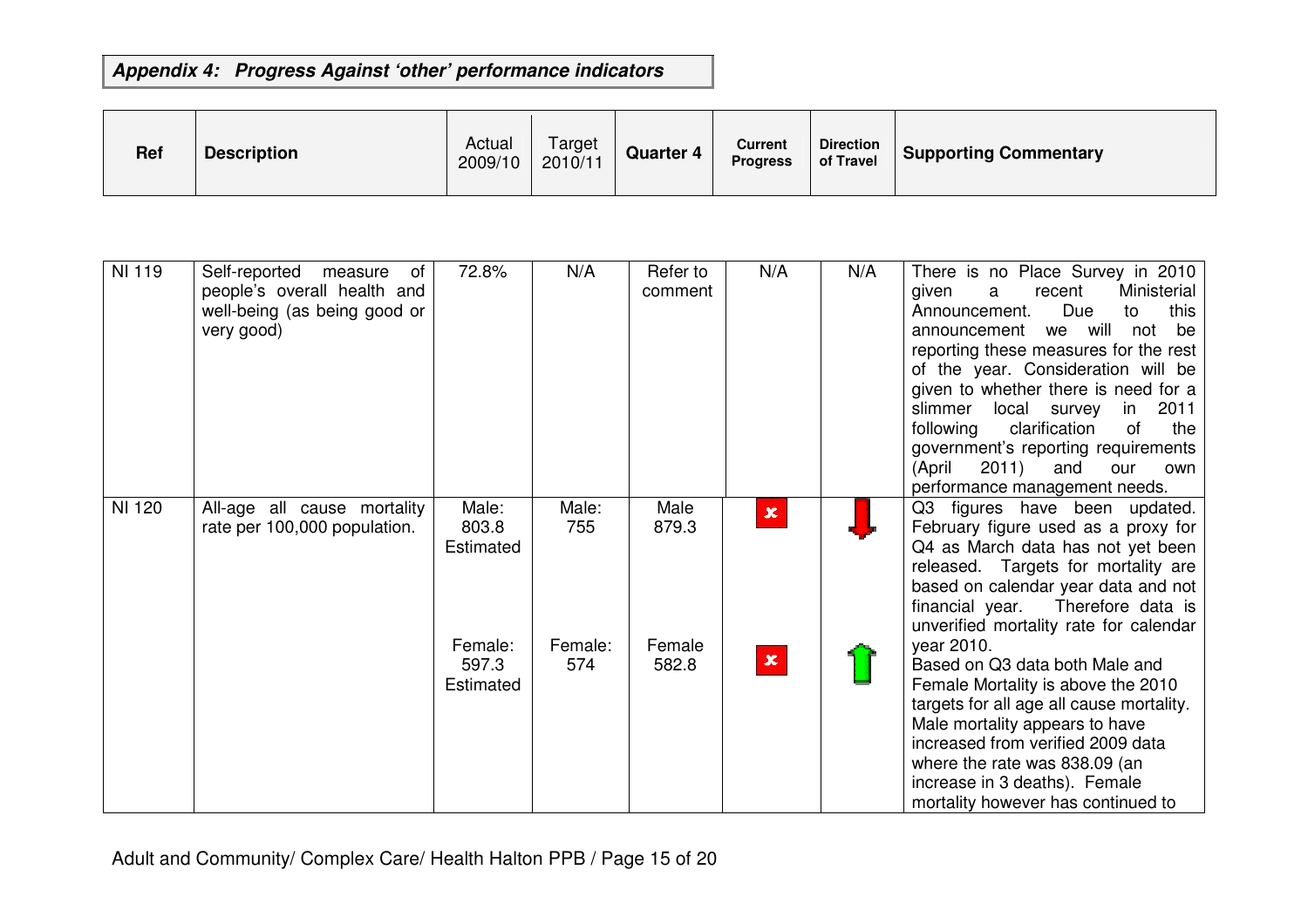**Appendix 4: Progress Against 'other' performance indicators**

| Ref | Description | Actual 2009/10 | Target 2010/11 | Quarter 4 | Current Progress | Direction of Travel | Supporting Commentary |
|---|---|---|---|---|---|---|---|
| NI 119 | Self-reported measure of people's overall health and well-being (as being good or very good) | 72.8% | N/A | Refer to comment | N/A | N/A | There is no Place Survey in 2010 given a recent Ministerial Announcement. Due to this announcement we will not be reporting these measures for the rest of the year. Consideration will be given to whether there is need for a slimmer local survey in 2011 following clarification of the government's reporting requirements (April 2011) and our own performance management needs. |
| NI 120 | All-age all cause mortality rate per 100,000 population. | Male: 803.8 Estimated<br><br>Female: 597.3 Estimated | Male: 755<br><br>Female: 574 | Male 879.3<br><br>Female 582.8 | ✘<br><br>✘ | ⇩ (red)<br><br>⇧ (green) | Q3 figures have been updated. February figure used as a proxy for Q4 as March data has not yet been released. Targets for mortality are based on calendar year data and not financial year. Therefore data is unverified mortality rate for calendar year 2010.<br>Based on Q3 data both Male and Female Mortality is above the 2010 targets for all age all cause mortality. Male mortality appears to have increased from verified 2009 data where the rate was 838.09 (an increase in 3 deaths). Female mortality however has continued to |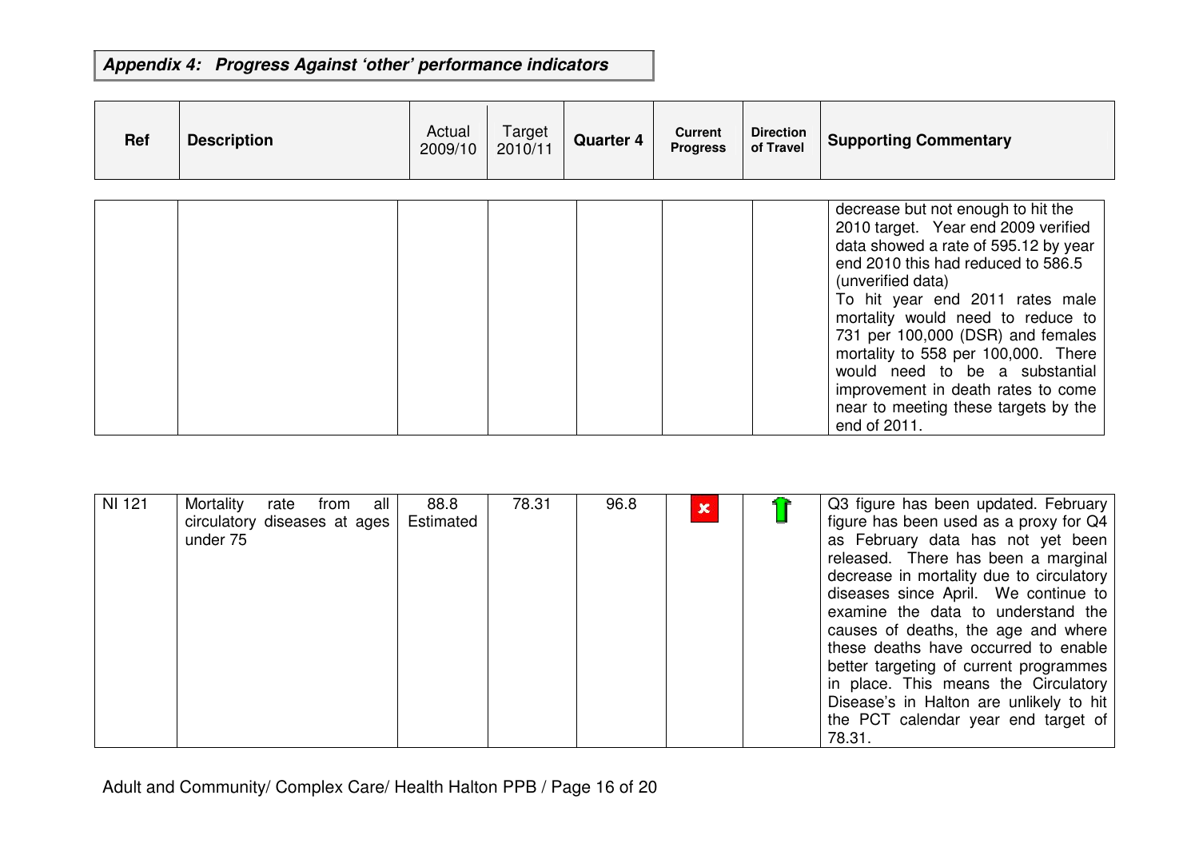**_Appendix 4: Progress Against 'other' performance indicators_**

| Ref | Description | Actual 2009/10 | Target 2010/11 | Quarter 4 | Current Progress | Direction of Travel | Supporting Commentary |
|---|---|---|---|---|---|---|---|
| | | | | | | | decrease but not enough to hit the 2010 target. Year end 2009 verified data showed a rate of 595.12 by year end 2010 this had reduced to 586.5 (unverified data)<br>To hit year end 2011 rates male mortality would need to reduce to 731 per 100,000 (DSR) and females mortality to 558 per 100,000. There would need to be a substantial improvement in death rates to come near to meeting these targets by the end of 2011. |
| NI 121 | Mortality rate from all circulatory diseases at ages under 75 | 88.8 Estimated | 78.31 | 96.8 | ✗ | ↑ | Q3 figure has been updated. February figure has been used as a proxy for Q4 as February data has not yet been released. There has been a marginal decrease in mortality due to circulatory diseases since April. We continue to examine the data to understand the causes of deaths, the age and where these deaths have occurred to enable better targeting of current programmes in place. This means the Circulatory Disease's in Halton are unlikely to hit the PCT calendar year end target of 78.31. |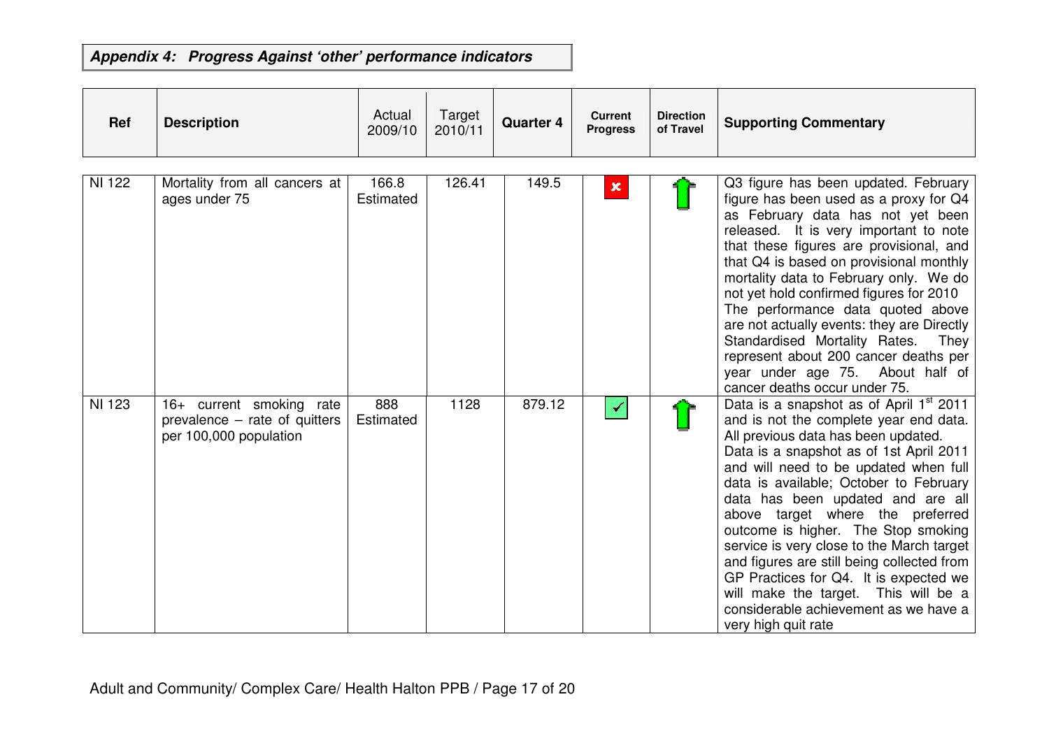**_Appendix 4: Progress Against 'other' performance indicators_**

| Ref | Description | Actual 2009/10 | Target 2010/11 | Quarter 4 | Current Progress | Direction of Travel | Supporting Commentary |
|---|---|---|---|---|---|---|---|
| NI 122 | Mortality from all cancers at ages under 75 | 166.8 Estimated | 126.41 | 149.5 | ✗ | ↑ | Q3 figure has been updated. February figure has been used as a proxy for Q4 as February data has not yet been released. It is very important to note that these figures are provisional, and that Q4 is based on provisional monthly mortality data to February only. We do not yet hold confirmed figures for 2010 The performance data quoted above are not actually events: they are Directly Standardised Mortality Rates. They represent about 200 cancer deaths per year under age 75. About half of cancer deaths occur under 75. |
| NI 123 | 16+ current smoking rate prevalence – rate of quitters per 100,000 population | 888 Estimated | 1128 | 879.12 | ✓ | ↑ | Data is a snapshot as of April 1st 2011 and is not the complete year end data. All previous data has been updated. Data is a snapshot as of 1st April 2011 and will need to be updated when full data is available; October to February data has been updated and are all above target where the preferred outcome is higher. The Stop smoking service is very close to the March target and figures are still being collected from GP Practices for Q4. It is expected we will make the target. This will be a considerable achievement as we have a very high quit rate |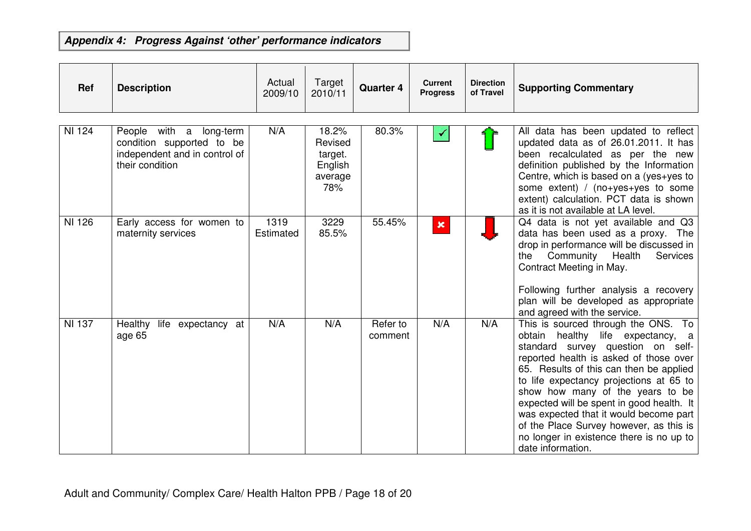**_Appendix 4: Progress Against 'other' performance indicators_**

| Ref | Description | Actual 2009/10 | Target 2010/11 | Quarter 4 | Current Progress | Direction of Travel | Supporting Commentary |
|---|---|---|---|---|---|---|---|
| NI 124 | People with a long-term condition supported to be independent and in control of their condition | N/A | 18.2% Revised target. English average 78% | 80.3% | ✓ | ↑ | All data has been updated to reflect updated data as of 26.01.2011. It has been recalculated as per the new definition published by the Information Centre, which is based on a (yes+yes to some extent) / (no+yes+yes to some extent) calculation. PCT data is shown as it is not available at LA level. |
| NI 126 | Early access for women to maternity services | 1319 Estimated | 3229 85.5% | 55.45% | ✗ | ↓ | Q4 data is not yet available and Q3 data has been used as a proxy. The drop in performance will be discussed in the Community Health Services Contract Meeting in May. Following further analysis a recovery plan will be developed as appropriate and agreed with the service. |
| NI 137 | Healthy life expectancy at age 65 | N/A | N/A | Refer to comment | N/A | N/A | This is sourced through the ONS. To obtain healthy life expectancy, a standard survey question on self-reported health is asked of those over 65. Results of this can then be applied to life expectancy projections at 65 to show how many of the years to be expected will be spent in good health. It was expected that it would become part of the Place Survey however, as this is no longer in existence there is no up to date information. |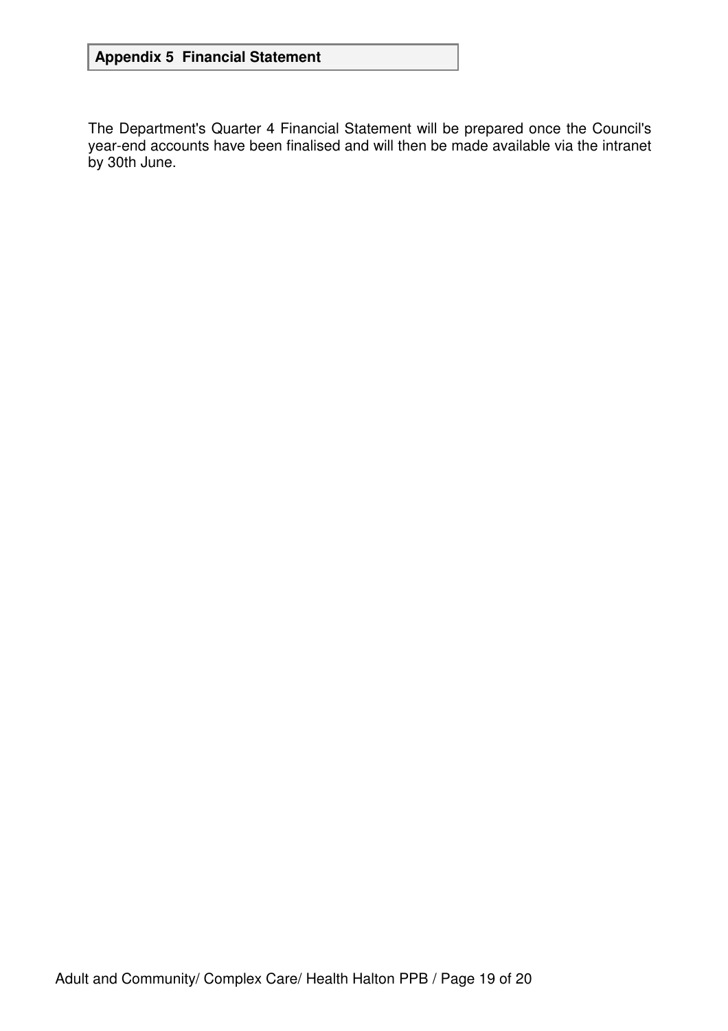## Appendix 5 Financial Statement

The Department's Quarter 4 Financial Statement will be prepared once the Council's year-end accounts have been finalised and will then be made available via the intranet by 30th June.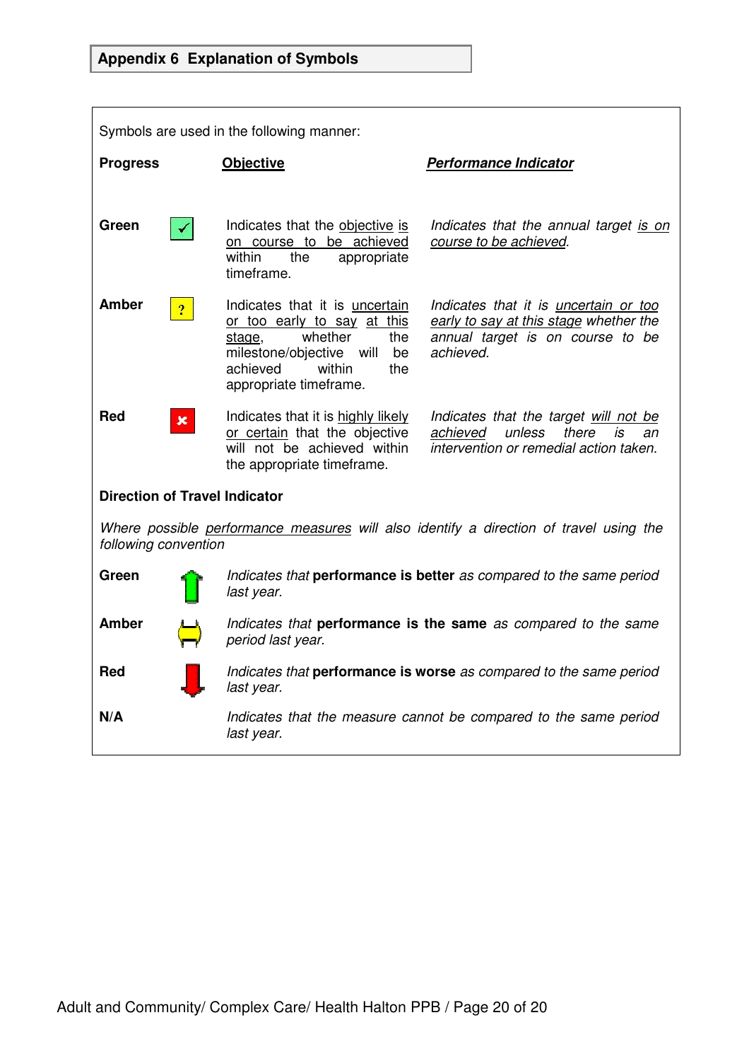## Appendix 6 Explanation of Symbols

Symbols are used in the following manner:

| Progress | | Objective | Performance Indicator |
|---|---|---|---|
| **Green** | ✓ | Indicates that the objective is on course to be achieved within the appropriate timeframe. | *Indicates that the annual target is on course to be achieved.* |
| **Amber** | ? | Indicates that it is uncertain or too early to say at this stage, whether the milestone/objective will be achieved within the appropriate timeframe. | *Indicates that it is uncertain or too early to say at this stage whether the annual target is on course to be achieved.* |
| **Red** | ✗ | Indicates that it is highly likely or certain that the objective will not be achieved within the appropriate timeframe. | *Indicates that the target will not be achieved unless there is an intervention or remedial action taken.* |

**Direction of Travel Indicator**

*Where possible performance measures will also identify a direction of travel using the following convention*

| | | |
|---|---|---|
| **Green** | ⇧ | *Indicates that* **performance is better** *as compared to the same period last year.* |
| **Amber** | ⇔ | *Indicates that* **performance is the same** *as compared to the same period last year.* |
| **Red** | ⇩ | *Indicates that* **performance is worse** *as compared to the same period last year.* |
| **N/A** | | *Indicates that the measure cannot be compared to the same period last year.* |